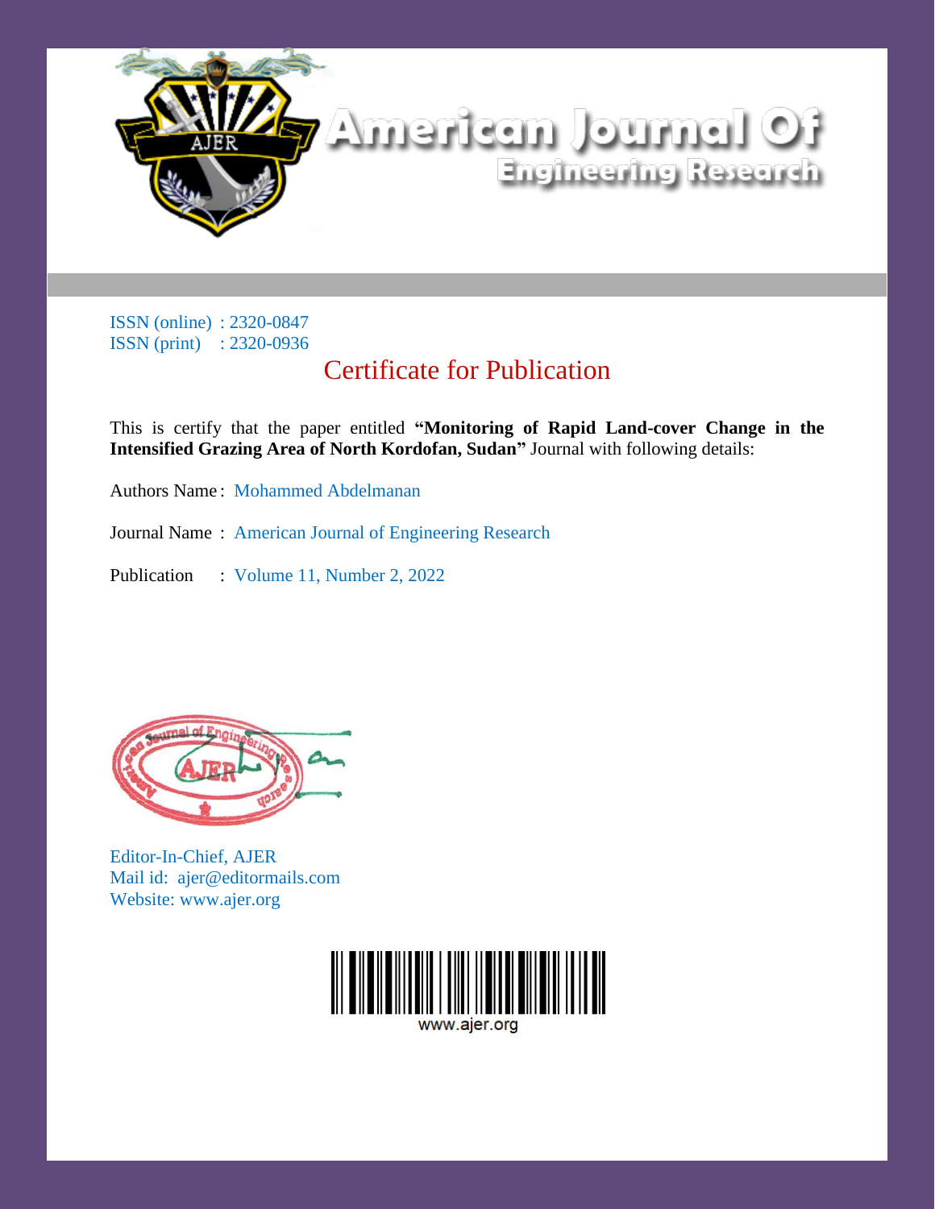# American Journal Of Engineering Research

ISSN (online) : 2320-0847
ISSN (print) : 2320-0936

## Certificate for Publication

This is certify that the paper entitled **"Monitoring of Rapid Land-cover Change in the Intensified Grazing Area of North Kordofan, Sudan"** Journal with following details:

Authors Name : Mohammed Abdelmanan

Journal Name : American Journal of Engineering Research

Publication : Volume 11, Number 2, 2022

Editor-In-Chief, AJER
Mail id: ajer@editormails.com
Website: www.ajer.org

www.ajer.org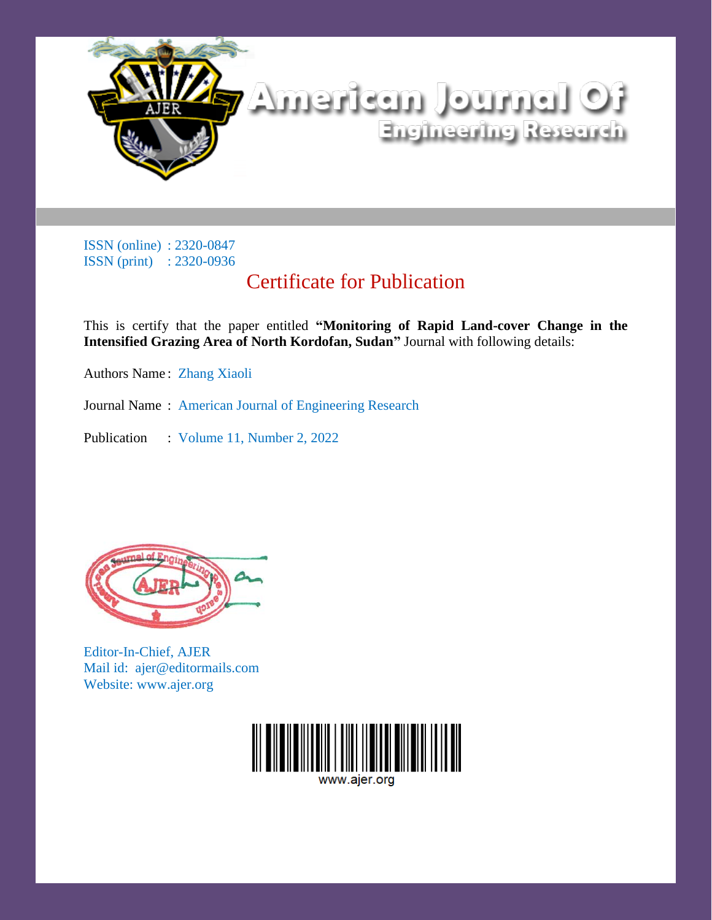# American Journal Of Engineering Research

ISSN (online) : 2320-0847
ISSN (print) : 2320-0936

## Certificate for Publication

This is certify that the paper entitled **"Monitoring of Rapid Land-cover Change in the Intensified Grazing Area of North Kordofan, Sudan"** Journal with following details:

Authors Name : Zhang Xiaoli

Journal Name : American Journal of Engineering Research

Publication : Volume 11, Number 2, 2022

Editor-In-Chief, AJER
Mail id: ajer@editormails.com
Website: www.ajer.org

www.ajer.org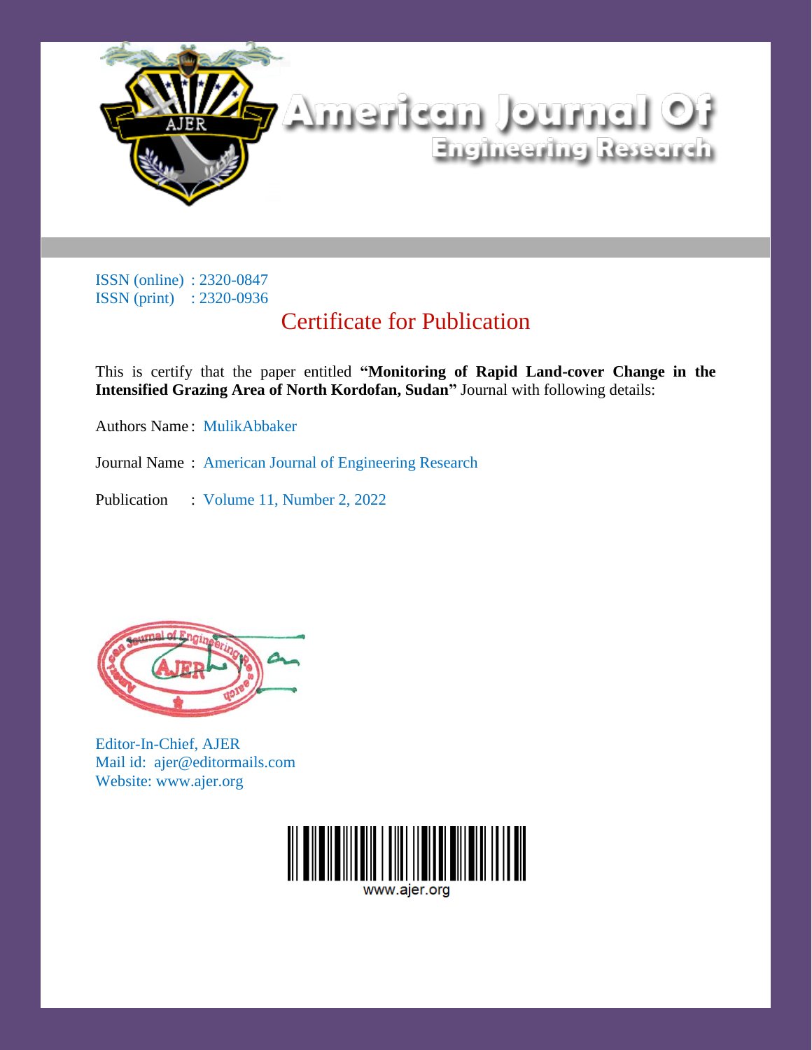# American Journal Of Engineering Research

ISSN (online) : 2320-0847
ISSN (print) : 2320-0936

## Certificate for Publication

This is certify that the paper entitled **"Monitoring of Rapid Land-cover Change in the Intensified Grazing Area of North Kordofan, Sudan"** Journal with following details:

Authors Name : MulikAbbaker

Journal Name : American Journal of Engineering Research

Publication : Volume 11, Number 2, 2022

Editor-In-Chief, AJER
Mail id: ajer@editormails.com
Website: www.ajer.org

www.ajer.org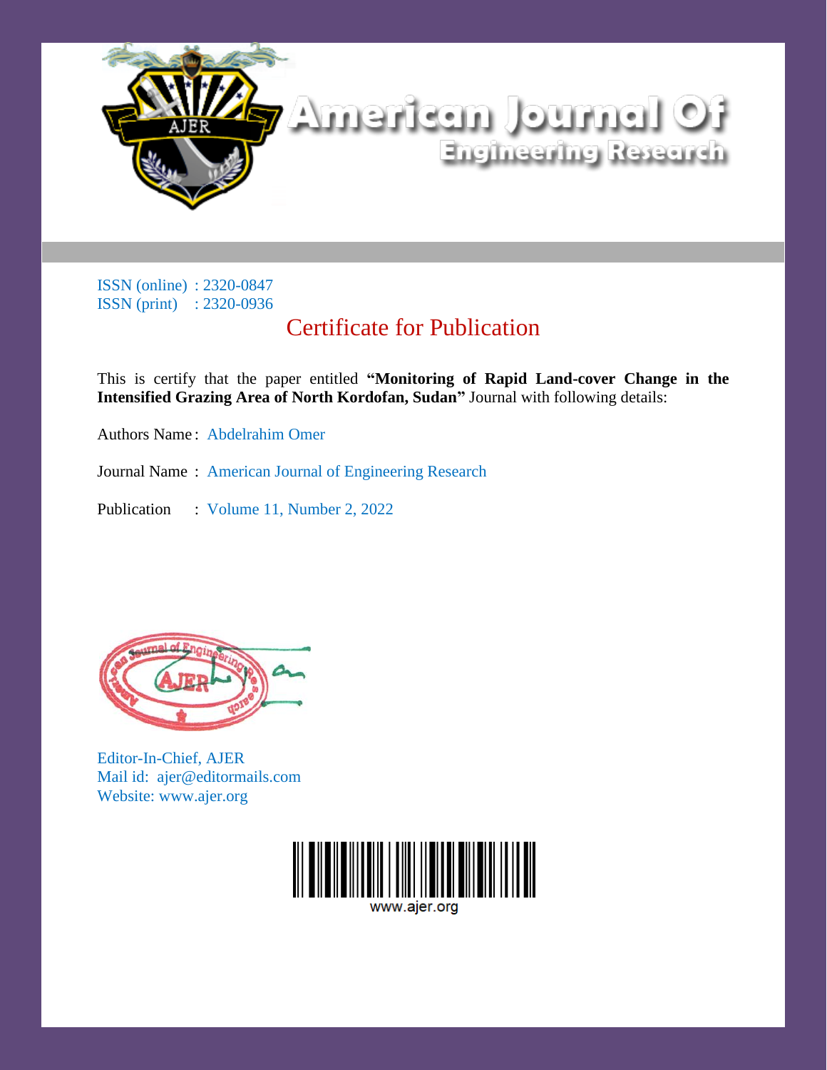# American Journal Of Engineering Research

ISSN (online) : 2320-0847
ISSN (print) : 2320-0936

## Certificate for Publication

This is certify that the paper entitled **"Monitoring of Rapid Land-cover Change in the Intensified Grazing Area of North Kordofan, Sudan"** Journal with following details:

Authors Name : Abdelrahim Omer

Journal Name : American Journal of Engineering Research

Publication : Volume 11, Number 2, 2022

Editor-In-Chief, AJER
Mail id: ajer@editormails.com
Website: www.ajer.org

www.ajer.org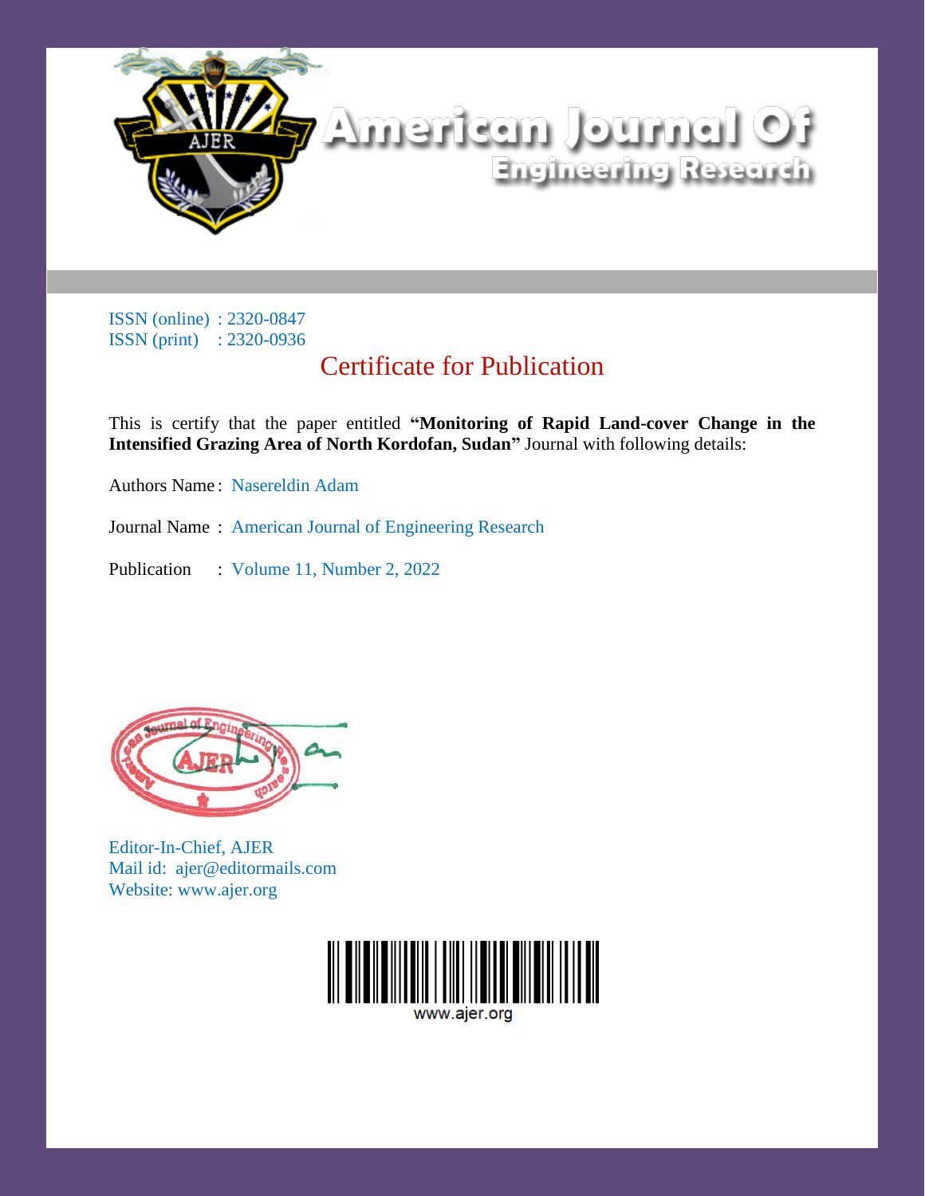# American Journal Of Engineering Research

ISSN (online) : 2320-0847
ISSN (print) : 2320-0936

## Certificate for Publication

This is certify that the paper entitled **"Monitoring of Rapid Land-cover Change in the Intensified Grazing Area of North Kordofan, Sudan"** Journal with following details:

Authors Name : Nasereldin Adam

Journal Name : American Journal of Engineering Research

Publication : Volume 11, Number 2, 2022

Editor-In-Chief, AJER
Mail id: ajer@editormails.com
Website: www.ajer.org

www.ajer.org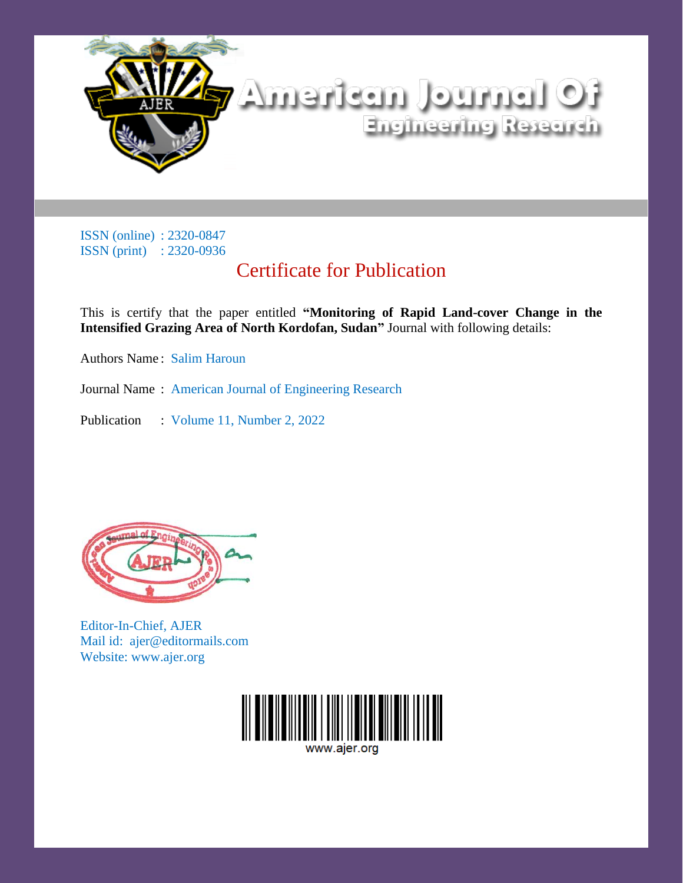# American Journal Of Engineering Research

ISSN (online) : 2320-0847
ISSN (print) : 2320-0936

## Certificate for Publication

This is certify that the paper entitled **"Monitoring of Rapid Land-cover Change in the Intensified Grazing Area of North Kordofan, Sudan"** Journal with following details:

Authors Name : Salim Haroun

Journal Name : American Journal of Engineering Research

Publication : Volume 11, Number 2, 2022

Editor-In-Chief, AJER
Mail id: ajer@editormails.com
Website: www.ajer.org

www.ajer.org